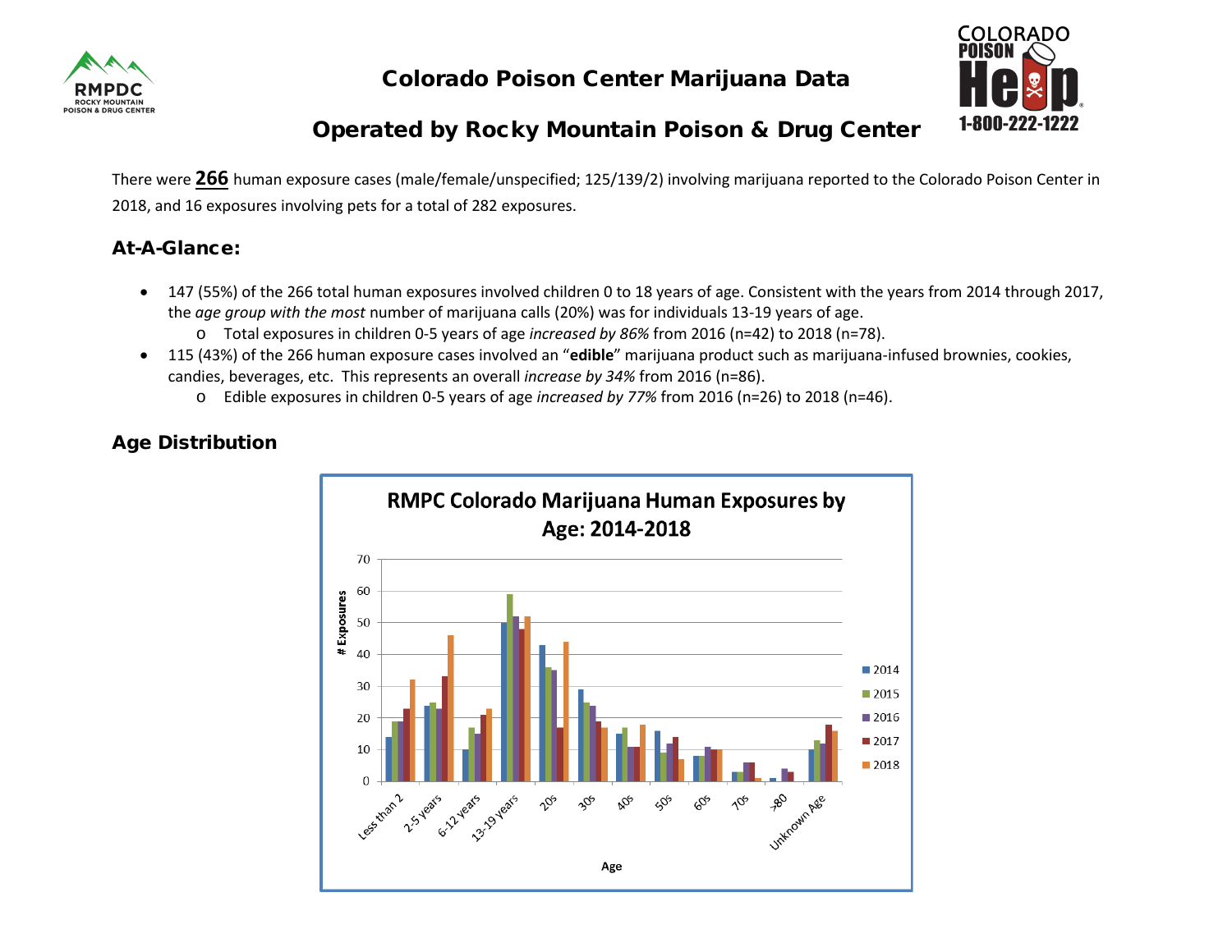# Colorado Poison Center Marijuana Data

## Operated by Rocky Mountain Poison & Drug Center

There were **266** human exposure cases (male/female/unspecified; 125/139/2) involving marijuana reported to the Colorado Poison Center in 2018, and 16 exposures involving pets for a total of 282 exposures.

### At-A-Glance:

- 147 (55%) of the 266 total human exposures involved children 0 to 18 years of age. Consistent with the years from 2014 through 2017, the *age group with the most* number of marijuana calls (20%) was for individuals 13-19 years of age.
  - Total exposures in children 0-5 years of age *increased by 86%* from 2016 (n=42) to 2018 (n=78).
- 115 (43%) of the 266 human exposure cases involved an "**edible**" marijuana product such as marijuana-infused brownies, cookies, candies, beverages, etc. This represents an overall *increase by 34%* from 2016 (n=86).
  - Edible exposures in children 0-5 years of age *increased by 77%* from 2016 (n=26) to 2018 (n=46).

### Age Distribution

RMPC Colorado Marijuana Human Exposures by Age: 2014-2018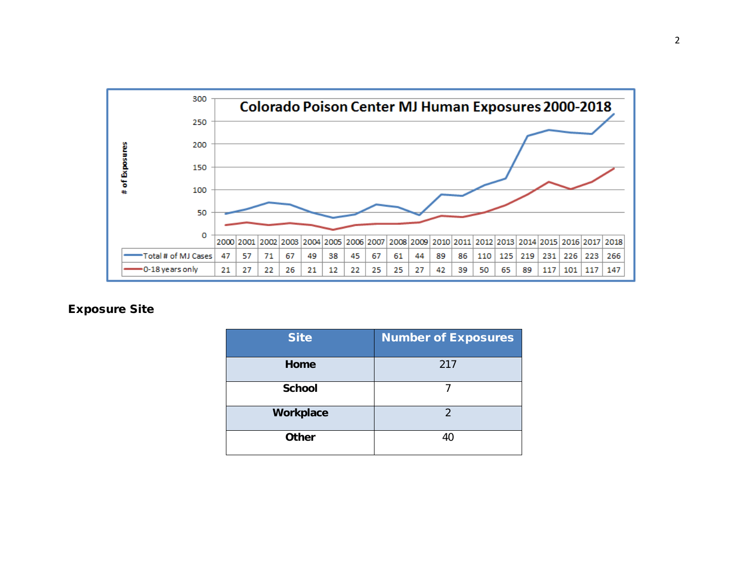**Colorado Poison Center MJ Human Exposures 2000-2018**

| | 2000 | 2001 | 2002 | 2003 | 2004 | 2005 | 2006 | 2007 | 2008 | 2009 | 2010 | 2011 | 2012 | 2013 | 2014 | 2015 | 2016 | 2017 | 2018 |
|---|---|---|---|---|---|---|---|---|---|---|---|---|---|---|---|---|---|---|---|
| Total # of MJ Cases | 47 | 57 | 71 | 67 | 49 | 38 | 45 | 67 | 61 | 44 | 89 | 86 | 110 | 125 | 219 | 231 | 226 | 223 | 266 |
| 0-18 years only | 21 | 27 | 22 | 26 | 21 | 12 | 22 | 25 | 25 | 27 | 42 | 39 | 50 | 65 | 89 | 117 | 101 | 117 | 147 |

## Exposure Site

| Site | Number of Exposures |
|---|---|
| **Home** | 217 |
| **School** | 7 |
| **Workplace** | 2 |
| **Other** | 40 |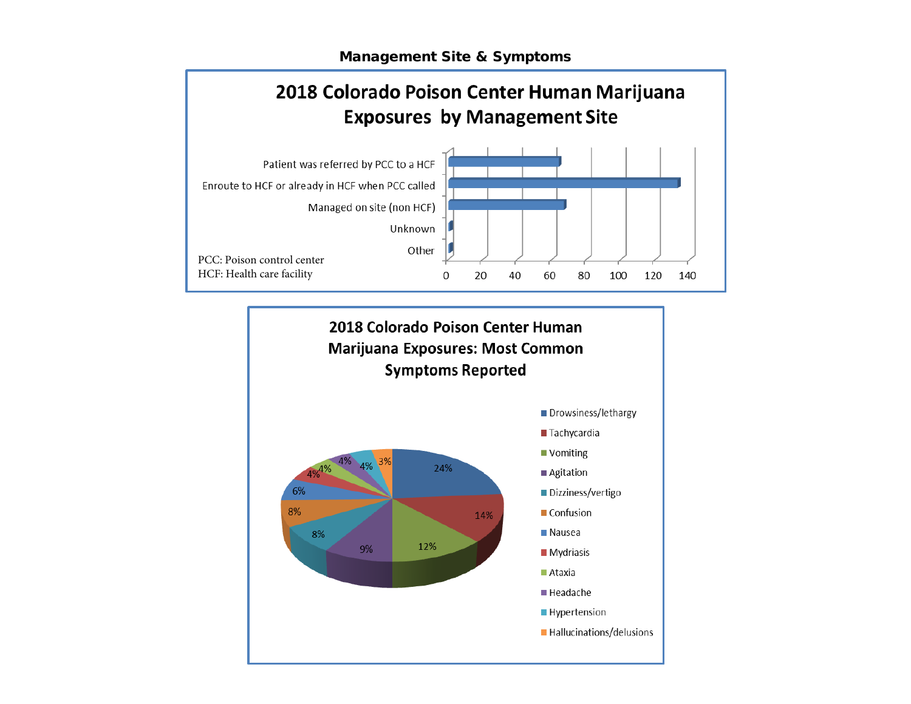## Management Site & Symptoms

### 2018 Colorado Poison Center Human Marijuana Exposures by Management Site

| Management Site | Approximate Count |
| --- | --- |
| Patient was referred by PCC to a HCF | ~65 |
| Enroute to HCF or already in HCF when PCC called | ~134 |
| Managed on site (non HCF) | ~68 |
| Unknown | ~1 |
| Other | ~1 |

Axis: 0, 20, 40, 60, 80, 100, 120, 140

PCC: Poison control center
HCF: Health care facility

### 2018 Colorado Poison Center Human Marijuana Exposures: Most Common Symptoms Reported

| Symptom | Percent |
| --- | --- |
| Drowsiness/lethargy | 24% |
| Tachycardia | 14% |
| Vomiting | 12% |
| Agitation | 9% |
| Dizziness/vertigo | 8% |
| Confusion | 8% |
| Nausea | 6% |
| Mydriasis | 4% |
| Ataxia | 4% |
| Headache | 4% |
| Hypertension | 4% |
| Hallucinations/delusions | 3% |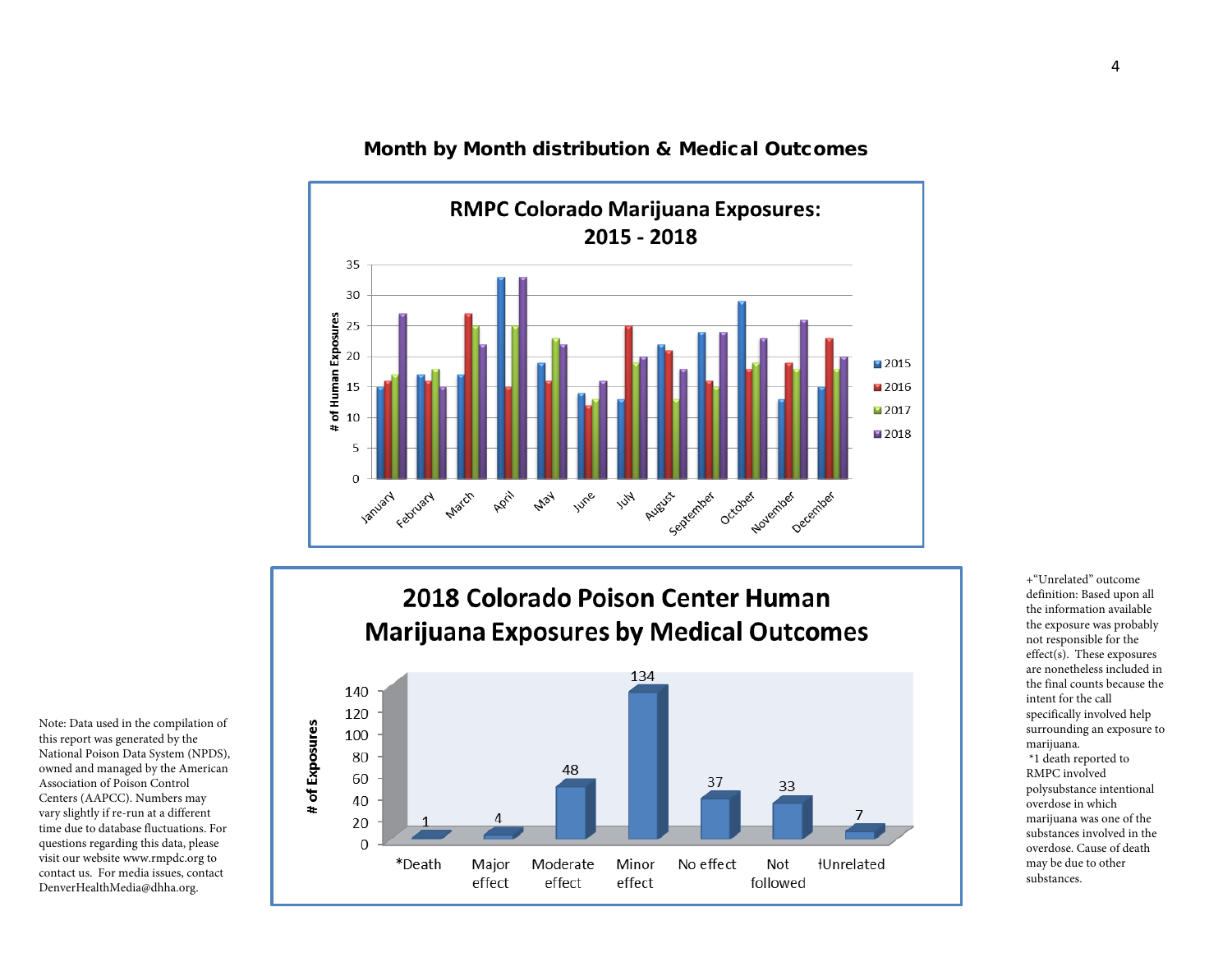## Month by Month distribution & Medical Outcomes

RMPC Colorado Marijuana Exposures: 2015 - 2018

# of Human Exposures

0
5
10
15
20
25
30
35

January
February
March
April
May
June
July
August
September
October
November
December

2015
2016
2017
2018

2018 Colorado Poison Center Human Marijuana Exposures by Medical Outcomes

# of Exposures

0
20
40
60
80
100
120
140

1
4
48
134
37
33
7

*Death
Major effect
Moderate effect
Minor effect
No effect
Not followed
ꝉUnrelated

Note: Data used in the compilation of this report was generated by the National Poison Data System (NPDS), owned and managed by the American Association of Poison Control Centers (AAPCC). Numbers may vary slightly if re-run at a different time due to database fluctuations. For questions regarding this data, please visit our website www.rmpdc.org to contact us. For media issues, contact DenverHealthMedia@dhha.org.

+"Unrelated" outcome definition: Based upon all the information available the exposure was probably not responsible for the effect(s). These exposures are nonetheless included in the final counts because the intent for the call specifically involved help surrounding an exposure to marijuana.

*1 death reported to RMPC involved polysubstance intentional overdose in which marijuana was one of the substances involved in the overdose. Cause of death may be due to other substances.